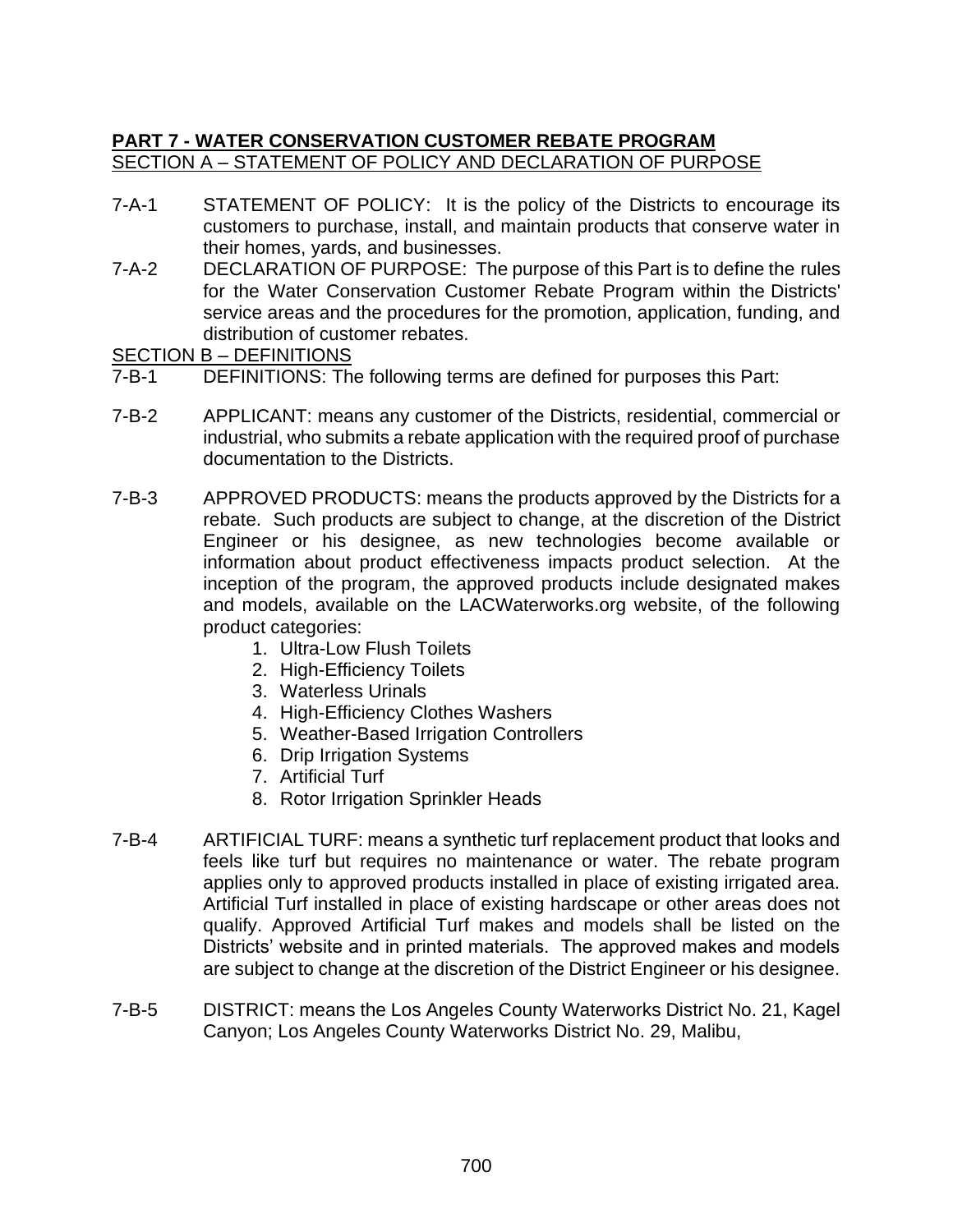## PART 7 - WATER CONSERVATION CUSTOMER REBATE PROGRAM

### SECTION A – STATEMENT OF POLICY AND DECLARATION OF PURPOSE

7-A-1 STATEMENT OF POLICY: It is the policy of the Districts to encourage its customers to purchase, install, and maintain products that conserve water in their homes, yards, and businesses.

7-A-2 DECLARATION OF PURPOSE: The purpose of this Part is to define the rules for the Water Conservation Customer Rebate Program within the Districts' service areas and the procedures for the promotion, application, funding, and distribution of customer rebates.

### SECTION B – DEFINITIONS

7-B-1 DEFINITIONS: The following terms are defined for purposes this Part:

7-B-2 APPLICANT: means any customer of the Districts, residential, commercial or industrial, who submits a rebate application with the required proof of purchase documentation to the Districts.

7-B-3 APPROVED PRODUCTS: means the products approved by the Districts for a rebate. Such products are subject to change, at the discretion of the District Engineer or his designee, as new technologies become available or information about product effectiveness impacts product selection. At the inception of the program, the approved products include designated makes and models, available on the LACWaterworks.org website, of the following product categories:

1. Ultra-Low Flush Toilets
2. High-Efficiency Toilets
3. Waterless Urinals
4. High-Efficiency Clothes Washers
5. Weather-Based Irrigation Controllers
6. Drip Irrigation Systems
7. Artificial Turf
8. Rotor Irrigation Sprinkler Heads

7-B-4 ARTIFICIAL TURF: means a synthetic turf replacement product that looks and feels like turf but requires no maintenance or water. The rebate program applies only to approved products installed in place of existing irrigated area. Artificial Turf installed in place of existing hardscape or other areas does not qualify. Approved Artificial Turf makes and models shall be listed on the Districts' website and in printed materials. The approved makes and models are subject to change at the discretion of the District Engineer or his designee.

7-B-5 DISTRICT: means the Los Angeles County Waterworks District No. 21, Kagel Canyon; Los Angeles County Waterworks District No. 29, Malibu,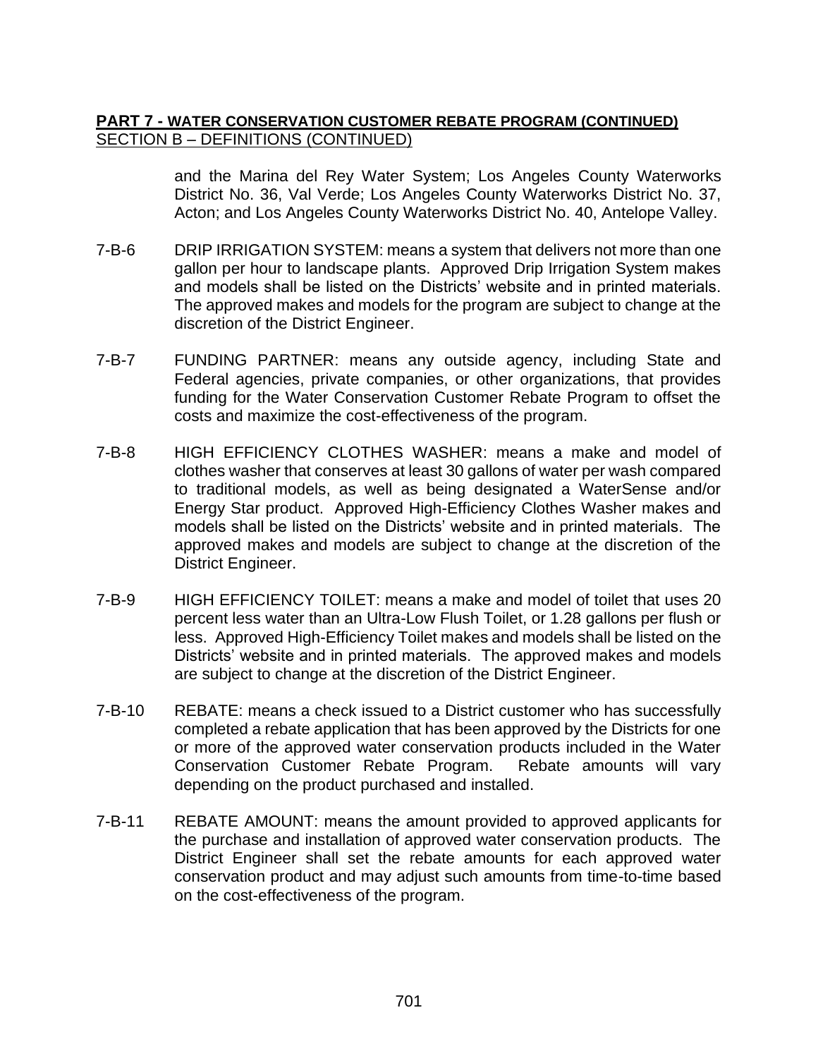**PART 7 - WATER CONSERVATION CUSTOMER REBATE PROGRAM (CONTINUED)**
SECTION B – DEFINITIONS (CONTINUED)

and the Marina del Rey Water System; Los Angeles County Waterworks District No. 36, Val Verde; Los Angeles County Waterworks District No. 37, Acton; and Los Angeles County Waterworks District No. 40, Antelope Valley.

7-B-6 DRIP IRRIGATION SYSTEM: means a system that delivers not more than one gallon per hour to landscape plants. Approved Drip Irrigation System makes and models shall be listed on the Districts' website and in printed materials. The approved makes and models for the program are subject to change at the discretion of the District Engineer.

7-B-7 FUNDING PARTNER: means any outside agency, including State and Federal agencies, private companies, or other organizations, that provides funding for the Water Conservation Customer Rebate Program to offset the costs and maximize the cost-effectiveness of the program.

7-B-8 HIGH EFFICIENCY CLOTHES WASHER: means a make and model of clothes washer that conserves at least 30 gallons of water per wash compared to traditional models, as well as being designated a WaterSense and/or Energy Star product. Approved High-Efficiency Clothes Washer makes and models shall be listed on the Districts' website and in printed materials. The approved makes and models are subject to change at the discretion of the District Engineer.

7-B-9 HIGH EFFICIENCY TOILET: means a make and model of toilet that uses 20 percent less water than an Ultra-Low Flush Toilet, or 1.28 gallons per flush or less. Approved High-Efficiency Toilet makes and models shall be listed on the Districts' website and in printed materials. The approved makes and models are subject to change at the discretion of the District Engineer.

7-B-10 REBATE: means a check issued to a District customer who has successfully completed a rebate application that has been approved by the Districts for one or more of the approved water conservation products included in the Water Conservation Customer Rebate Program. Rebate amounts will vary depending on the product purchased and installed.

7-B-11 REBATE AMOUNT: means the amount provided to approved applicants for the purchase and installation of approved water conservation products. The District Engineer shall set the rebate amounts for each approved water conservation product and may adjust such amounts from time-to-time based on the cost-effectiveness of the program.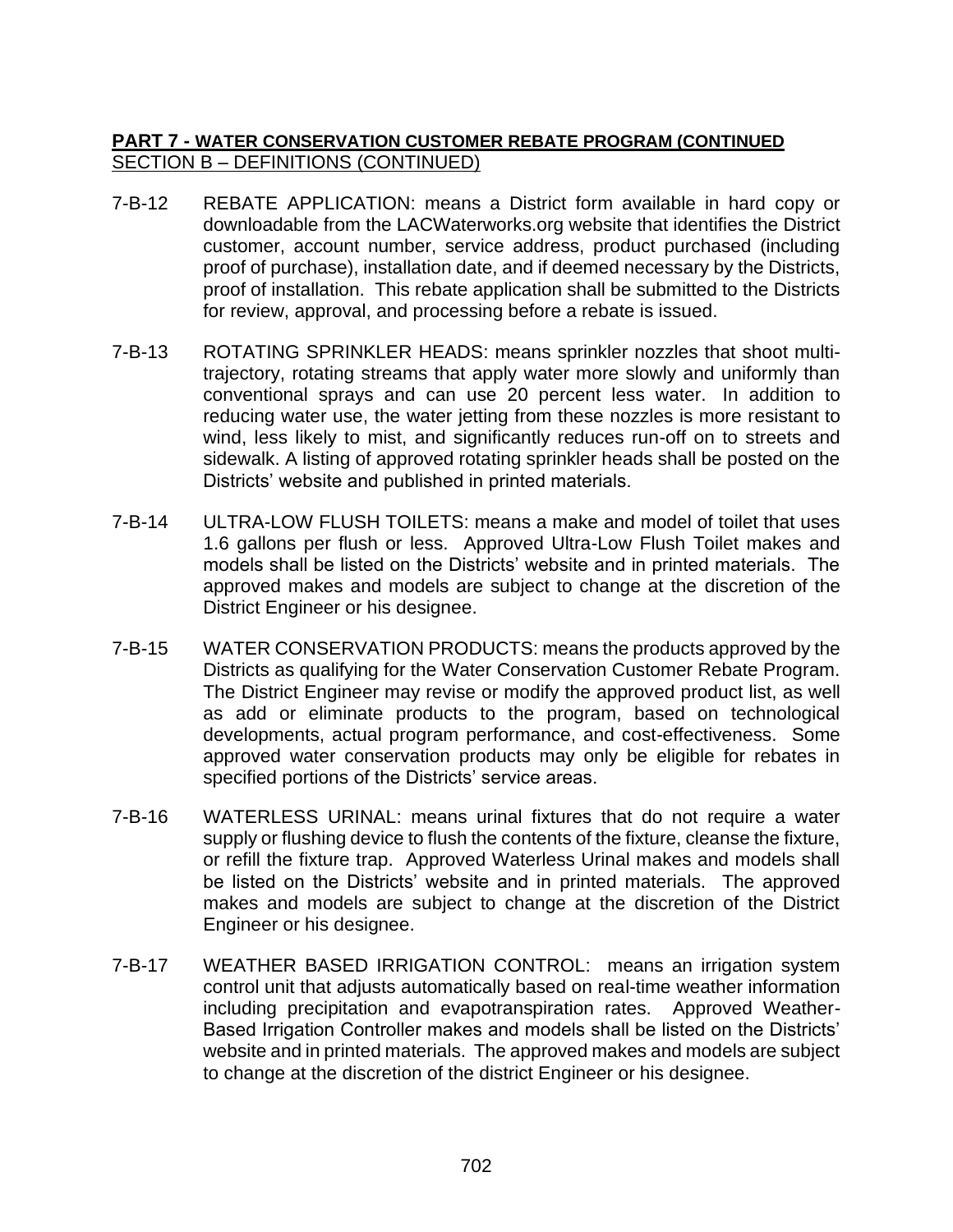**PART 7 - WATER CONSERVATION CUSTOMER REBATE PROGRAM (CONTINUED**
SECTION B – DEFINITIONS (CONTINUED)

7-B-12 REBATE APPLICATION: means a District form available in hard copy or downloadable from the LACWaterworks.org website that identifies the District customer, account number, service address, product purchased (including proof of purchase), installation date, and if deemed necessary by the Districts, proof of installation. This rebate application shall be submitted to the Districts for review, approval, and processing before a rebate is issued.

7-B-13 ROTATING SPRINKLER HEADS: means sprinkler nozzles that shoot multi-trajectory, rotating streams that apply water more slowly and uniformly than conventional sprays and can use 20 percent less water. In addition to reducing water use, the water jetting from these nozzles is more resistant to wind, less likely to mist, and significantly reduces run-off on to streets and sidewalk. A listing of approved rotating sprinkler heads shall be posted on the Districts' website and published in printed materials.

7-B-14 ULTRA-LOW FLUSH TOILETS: means a make and model of toilet that uses 1.6 gallons per flush or less. Approved Ultra-Low Flush Toilet makes and models shall be listed on the Districts' website and in printed materials. The approved makes and models are subject to change at the discretion of the District Engineer or his designee.

7-B-15 WATER CONSERVATION PRODUCTS: means the products approved by the Districts as qualifying for the Water Conservation Customer Rebate Program. The District Engineer may revise or modify the approved product list, as well as add or eliminate products to the program, based on technological developments, actual program performance, and cost-effectiveness. Some approved water conservation products may only be eligible for rebates in specified portions of the Districts' service areas.

7-B-16 WATERLESS URINAL: means urinal fixtures that do not require a water supply or flushing device to flush the contents of the fixture, cleanse the fixture, or refill the fixture trap. Approved Waterless Urinal makes and models shall be listed on the Districts' website and in printed materials. The approved makes and models are subject to change at the discretion of the District Engineer or his designee.

7-B-17 WEATHER BASED IRRIGATION CONTROL: means an irrigation system control unit that adjusts automatically based on real-time weather information including precipitation and evapotranspiration rates. Approved Weather-Based Irrigation Controller makes and models shall be listed on the Districts' website and in printed materials. The approved makes and models are subject to change at the discretion of the district Engineer or his designee.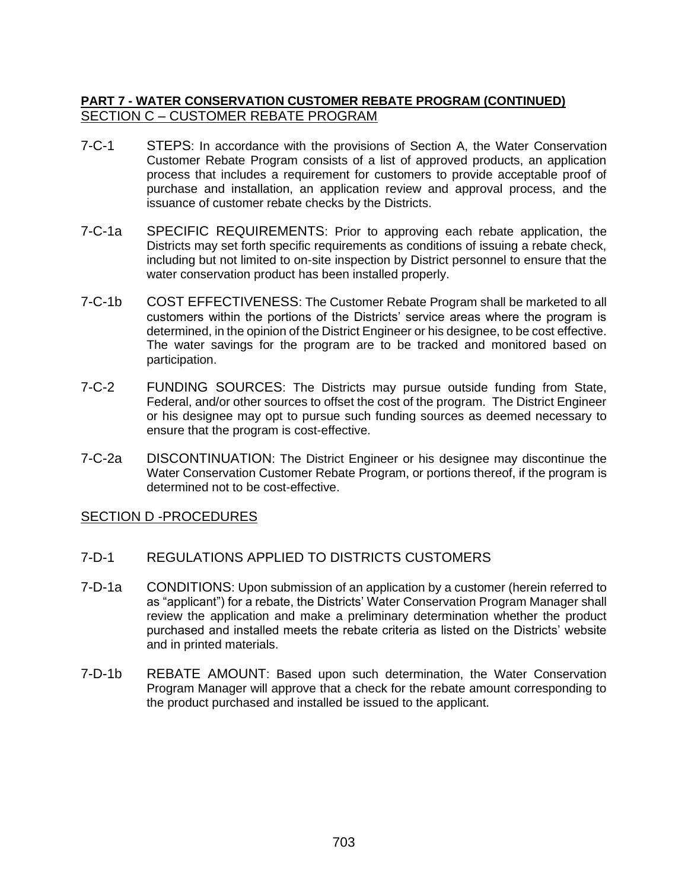**PART 7 - WATER CONSERVATION CUSTOMER REBATE PROGRAM (CONTINUED)**

SECTION C – CUSTOMER REBATE PROGRAM

7-C-1 STEPS: In accordance with the provisions of Section A, the Water Conservation Customer Rebate Program consists of a list of approved products, an application process that includes a requirement for customers to provide acceptable proof of purchase and installation, an application review and approval process, and the issuance of customer rebate checks by the Districts.

7-C-1a SPECIFIC REQUIREMENTS: Prior to approving each rebate application, the Districts may set forth specific requirements as conditions of issuing a rebate check, including but not limited to on-site inspection by District personnel to ensure that the water conservation product has been installed properly.

7-C-1b COST EFFECTIVENESS: The Customer Rebate Program shall be marketed to all customers within the portions of the Districts' service areas where the program is determined, in the opinion of the District Engineer or his designee, to be cost effective. The water savings for the program are to be tracked and monitored based on participation.

7-C-2 FUNDING SOURCES: The Districts may pursue outside funding from State, Federal, and/or other sources to offset the cost of the program. The District Engineer or his designee may opt to pursue such funding sources as deemed necessary to ensure that the program is cost-effective.

7-C-2a DISCONTINUATION: The District Engineer or his designee may discontinue the Water Conservation Customer Rebate Program, or portions thereof, if the program is determined not to be cost-effective.

SECTION D -PROCEDURES

7-D-1 REGULATIONS APPLIED TO DISTRICTS CUSTOMERS

7-D-1a CONDITIONS: Upon submission of an application by a customer (herein referred to as "applicant") for a rebate, the Districts' Water Conservation Program Manager shall review the application and make a preliminary determination whether the product purchased and installed meets the rebate criteria as listed on the Districts' website and in printed materials.

7-D-1b REBATE AMOUNT: Based upon such determination, the Water Conservation Program Manager will approve that a check for the rebate amount corresponding to the product purchased and installed be issued to the applicant.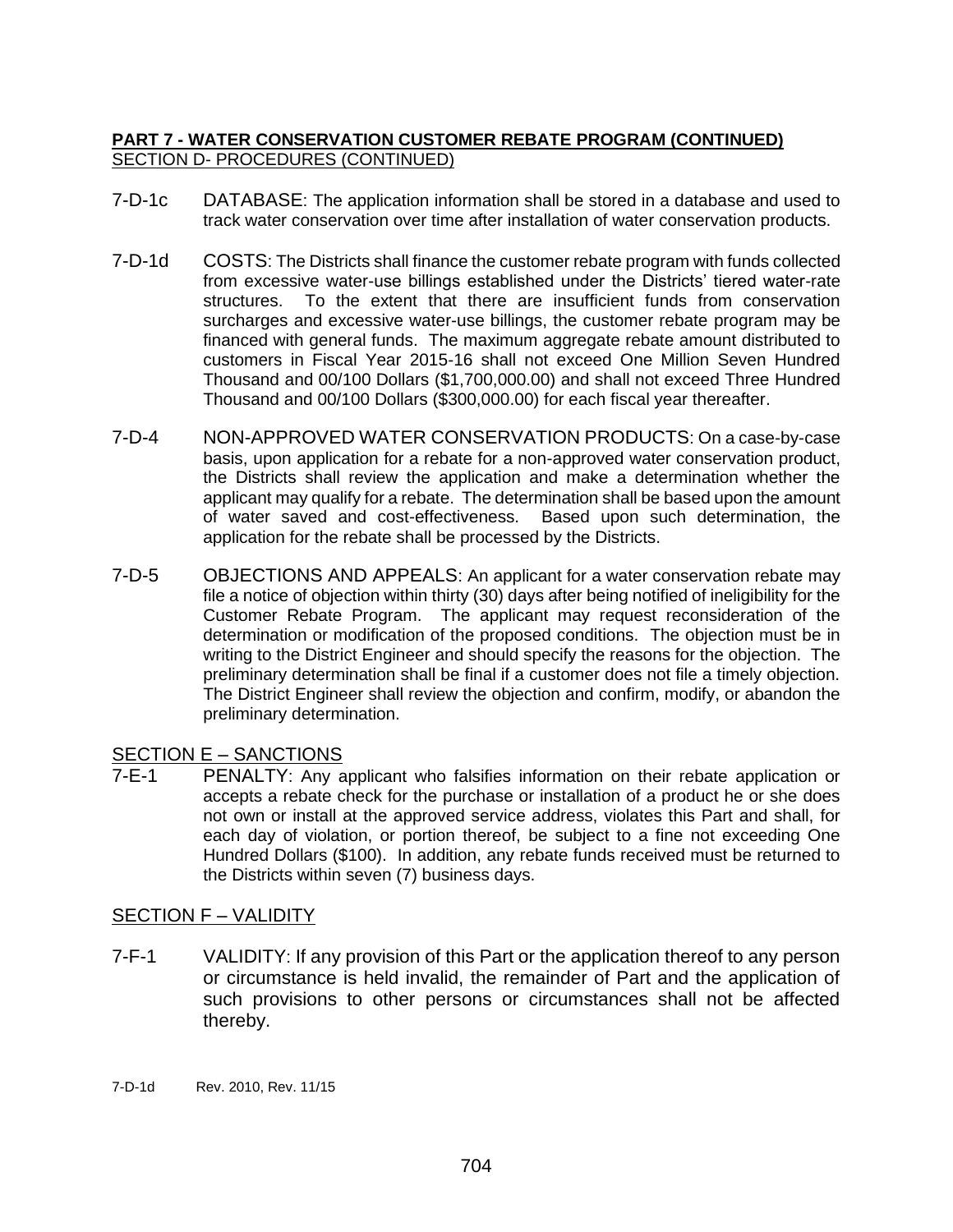**PART 7 - WATER CONSERVATION CUSTOMER REBATE PROGRAM (CONTINUED)**

SECTION D- PROCEDURES (CONTINUED)

7-D-1c DATABASE: The application information shall be stored in a database and used to track water conservation over time after installation of water conservation products.

7-D-1d COSTS: The Districts shall finance the customer rebate program with funds collected from excessive water-use billings established under the Districts' tiered water-rate structures. To the extent that there are insufficient funds from conservation surcharges and excessive water-use billings, the customer rebate program may be financed with general funds. The maximum aggregate rebate amount distributed to customers in Fiscal Year 2015-16 shall not exceed One Million Seven Hundred Thousand and 00/100 Dollars ($1,700,000.00) and shall not exceed Three Hundred Thousand and 00/100 Dollars ($300,000.00) for each fiscal year thereafter.

7-D-4 NON-APPROVED WATER CONSERVATION PRODUCTS: On a case-by-case basis, upon application for a rebate for a non-approved water conservation product, the Districts shall review the application and make a determination whether the applicant may qualify for a rebate. The determination shall be based upon the amount of water saved and cost-effectiveness. Based upon such determination, the application for the rebate shall be processed by the Districts.

7-D-5 OBJECTIONS AND APPEALS: An applicant for a water conservation rebate may file a notice of objection within thirty (30) days after being notified of ineligibility for the Customer Rebate Program. The applicant may request reconsideration of the determination or modification of the proposed conditions. The objection must be in writing to the District Engineer and should specify the reasons for the objection. The preliminary determination shall be final if a customer does not file a timely objection. The District Engineer shall review the objection and confirm, modify, or abandon the preliminary determination.

SECTION E – SANCTIONS

7-E-1 PENALTY: Any applicant who falsifies information on their rebate application or accepts a rebate check for the purchase or installation of a product he or she does not own or install at the approved service address, violates this Part and shall, for each day of violation, or portion thereof, be subject to a fine not exceeding One Hundred Dollars ($100). In addition, any rebate funds received must be returned to the Districts within seven (7) business days.

SECTION F – VALIDITY

7-F-1 VALIDITY: If any provision of this Part or the application thereof to any person or circumstance is held invalid, the remainder of Part and the application of such provisions to other persons or circumstances shall not be affected thereby.

7-D-1d Rev. 2010, Rev. 11/15